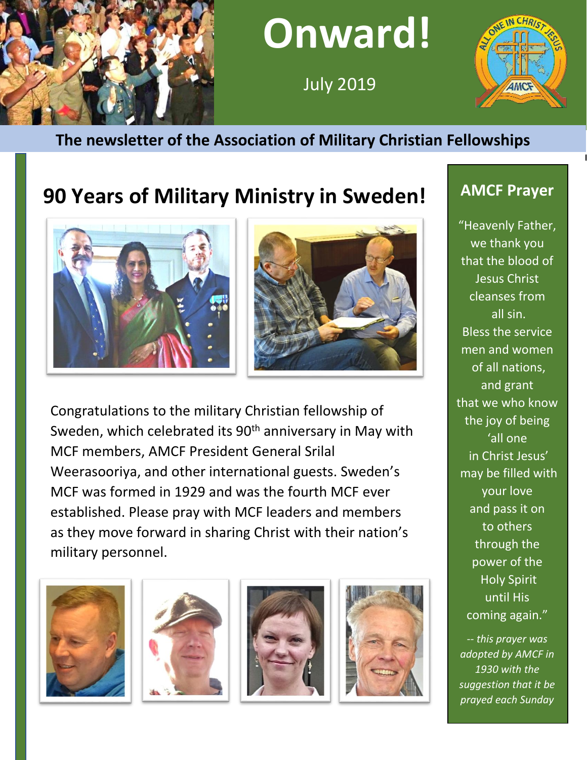# Onward!

July 2019

**The newsletter of the Association of Military Christian Fellowships**

## 90 Years of Military Ministry in Sweden!

Congratulations to the military Christian fellowship of Sweden, which celebrated its 90th anniversary in May with MCF members, AMCF President General Srilal Weerasooriya, and other international guests. Sweden's MCF was formed in 1929 and was the fourth MCF ever established. Please pray with MCF leaders and members as they move forward in sharing Christ with their nation's military personnel.

### AMCF Prayer

"Heavenly Father, we thank you that the blood of Jesus Christ cleanses from all sin. Bless the service men and women of all nations, and grant that we who know the joy of being 'all one in Christ Jesus' may be filled with your love and pass it on to others through the power of the Holy Spirit until His coming again."

*-- this prayer was adopted by AMCF in 1930 with the suggestion that it be prayed each Sunday*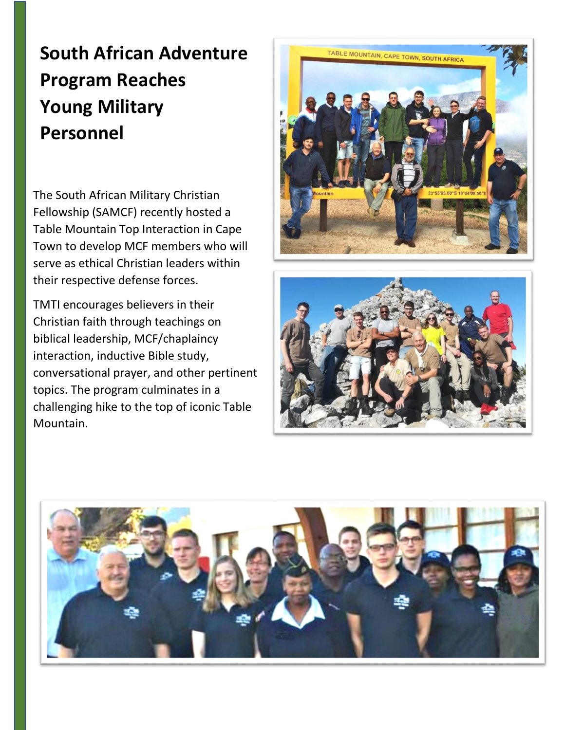# South African Adventure Program Reaches Young Military Personnel

The South African Military Christian Fellowship (SAMCF) recently hosted a Table Mountain Top Interaction in Cape Town to develop MCF members who will serve as ethical Christian leaders within their respective defense forces.

TMTI encourages believers in their Christian faith through teachings on biblical leadership, MCF/chaplaincy interaction, inductive Bible study, conversational prayer, and other pertinent topics. The program culminates in a challenging hike to the top of iconic Table Mountain.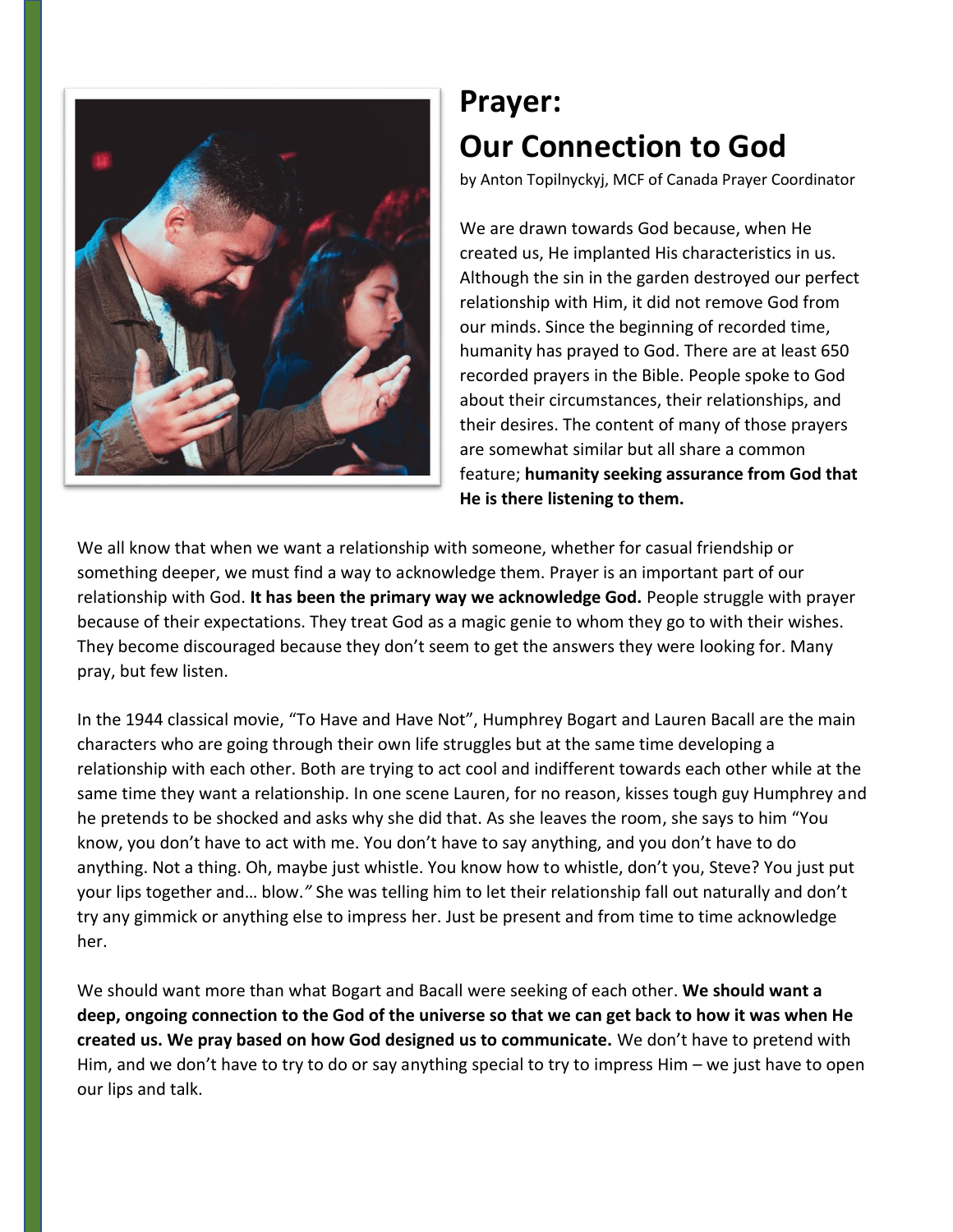# Prayer: Our Connection to God

by Anton Topilnyckyj, MCF of Canada Prayer Coordinator

We are drawn towards God because, when He created us, He implanted His characteristics in us. Although the sin in the garden destroyed our perfect relationship with Him, it did not remove God from our minds. Since the beginning of recorded time, humanity has prayed to God. There are at least 650 recorded prayers in the Bible. People spoke to God about their circumstances, their relationships, and their desires. The content of many of those prayers are somewhat similar but all share a common feature; **humanity seeking assurance from God that He is there listening to them.**

We all know that when we want a relationship with someone, whether for casual friendship or something deeper, we must find a way to acknowledge them. Prayer is an important part of our relationship with God. **It has been the primary way we acknowledge God.** People struggle with prayer because of their expectations. They treat God as a magic genie to whom they go to with their wishes. They become discouraged because they don't seem to get the answers they were looking for. Many pray, but few listen.

In the 1944 classical movie, "To Have and Have Not", Humphrey Bogart and Lauren Bacall are the main characters who are going through their own life struggles but at the same time developing a relationship with each other. Both are trying to act cool and indifferent towards each other while at the same time they want a relationship. In one scene Lauren, for no reason, kisses tough guy Humphrey and he pretends to be shocked and asks why she did that. As she leaves the room, she says to him "You know, you don't have to act with me. You don't have to say anything, and you don't have to do anything. Not a thing. Oh, maybe just whistle. You know how to whistle, don't you, Steve? You just put your lips together and… blow.*"* She was telling him to let their relationship fall out naturally and don't try any gimmick or anything else to impress her. Just be present and from time to time acknowledge her.

We should want more than what Bogart and Bacall were seeking of each other. **We should want a deep, ongoing connection to the God of the universe so that we can get back to how it was when He created us. We pray based on how God designed us to communicate.** We don't have to pretend with Him, and we don't have to try to do or say anything special to try to impress Him – we just have to open our lips and talk.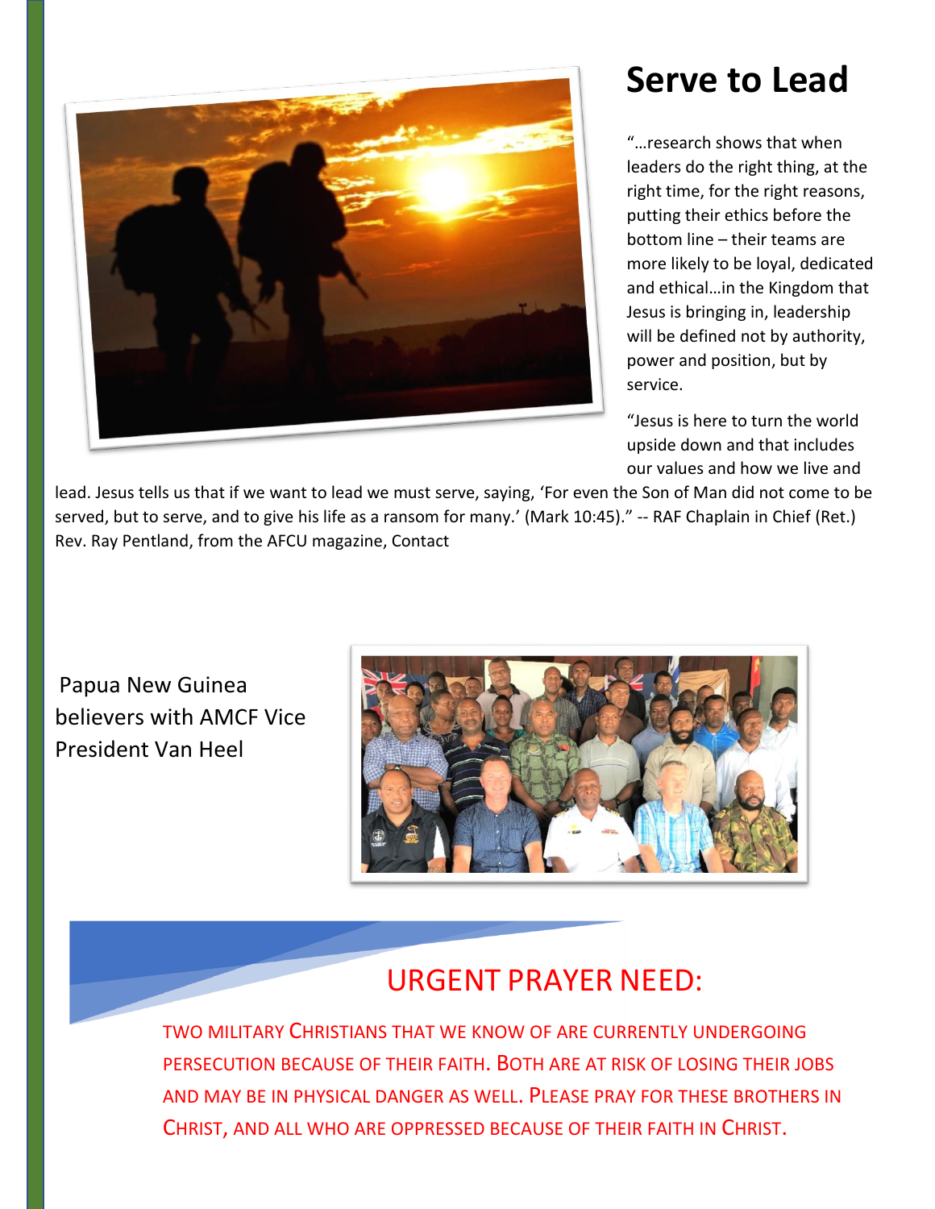# Serve to Lead

"…research shows that when leaders do the right thing, at the right time, for the right reasons, putting their ethics before the bottom line – their teams are more likely to be loyal, dedicated and ethical…in the Kingdom that Jesus is bringing in, leadership will be defined not by authority, power and position, but by service.

"Jesus is here to turn the world upside down and that includes our values and how we live and lead. Jesus tells us that if we want to lead we must serve, saying, 'For even the Son of Man did not come to be served, but to serve, and to give his life as a ransom for many.' (Mark 10:45)." -- RAF Chaplain in Chief (Ret.) Rev. Ray Pentland, from the AFCU magazine, Contact

Papua New Guinea believers with AMCF Vice President Van Heel

## URGENT PRAYER NEED:

TWO MILITARY CHRISTIANS THAT WE KNOW OF ARE CURRENTLY UNDERGOING PERSECUTION BECAUSE OF THEIR FAITH. BOTH ARE AT RISK OF LOSING THEIR JOBS AND MAY BE IN PHYSICAL DANGER AS WELL. PLEASE PRAY FOR THESE BROTHERS IN CHRIST, AND ALL WHO ARE OPPRESSED BECAUSE OF THEIR FAITH IN CHRIST.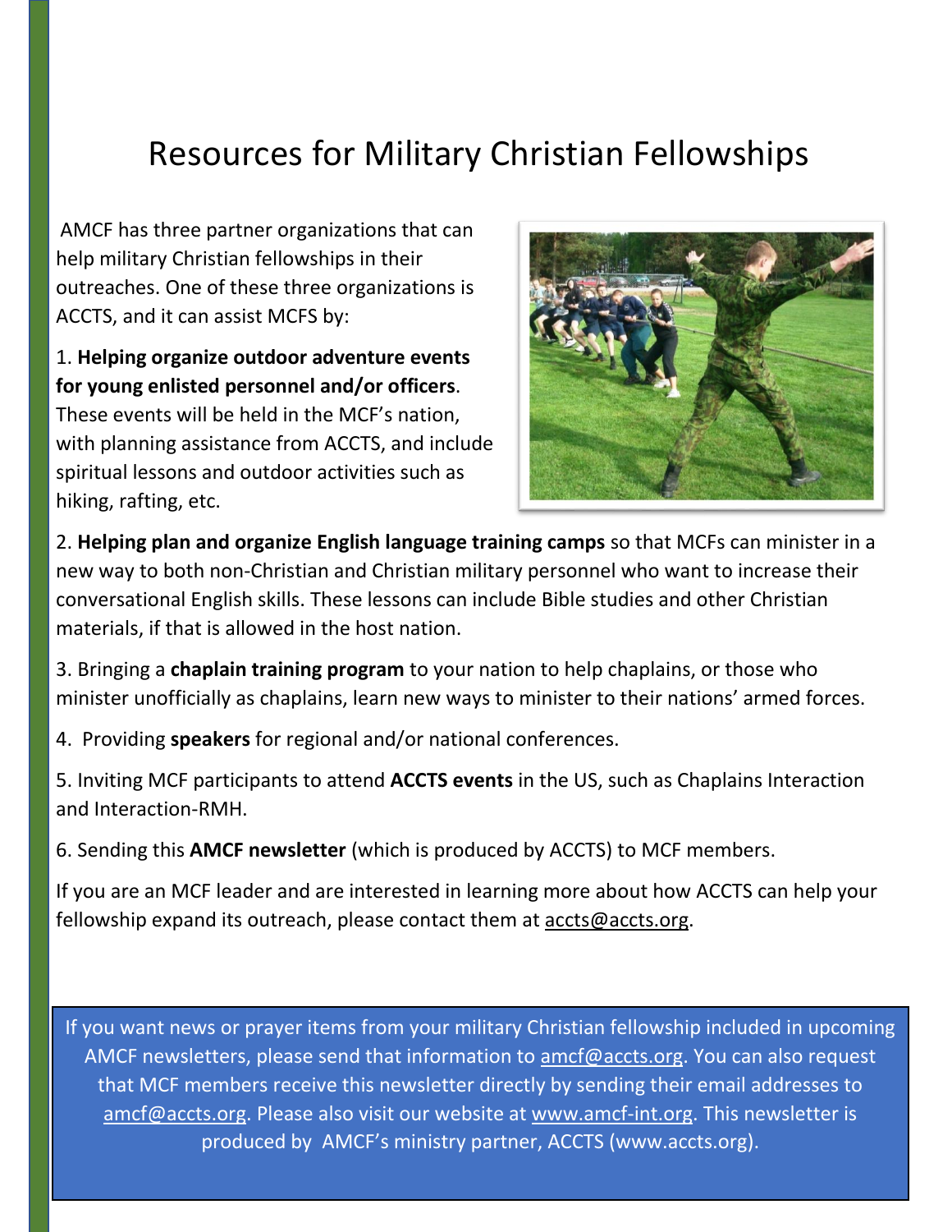# Resources for Military Christian Fellowships

AMCF has three partner organizations that can help military Christian fellowships in their outreaches. One of these three organizations is ACCTS, and it can assist MCFS by:

1. **Helping organize outdoor adventure events for young enlisted personnel and/or officers**. These events will be held in the MCF's nation, with planning assistance from ACCTS, and include spiritual lessons and outdoor activities such as hiking, rafting, etc.

2. **Helping plan and organize English language training camps** so that MCFs can minister in a new way to both non-Christian and Christian military personnel who want to increase their conversational English skills. These lessons can include Bible studies and other Christian materials, if that is allowed in the host nation.

3. Bringing a **chaplain training program** to your nation to help chaplains, or those who minister unofficially as chaplains, learn new ways to minister to their nations' armed forces.

4. Providing **speakers** for regional and/or national conferences.

5. Inviting MCF participants to attend **ACCTS events** in the US, such as Chaplains Interaction and Interaction-RMH.

6. Sending this **AMCF newsletter** (which is produced by ACCTS) to MCF members.

If you are an MCF leader and are interested in learning more about how ACCTS can help your fellowship expand its outreach, please contact them at accts@accts.org.

If you want news or prayer items from your military Christian fellowship included in upcoming AMCF newsletters, please send that information to amcf@accts.org. You can also request that MCF members receive this newsletter directly by sending their email addresses to amcf@accts.org. Please also visit our website at www.amcf-int.org. This newsletter is produced by AMCF's ministry partner, ACCTS (www.accts.org).